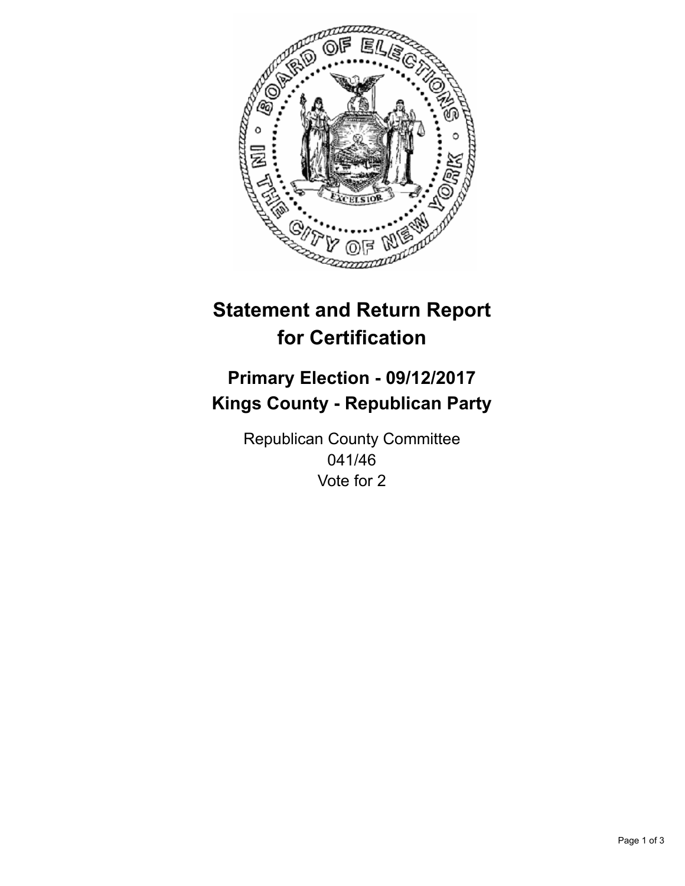# Statement and Return Report for Certification

## Primary Election - 09/12/2017
## Kings County - Republican Party

Republican County Committee
041/46
Vote for 2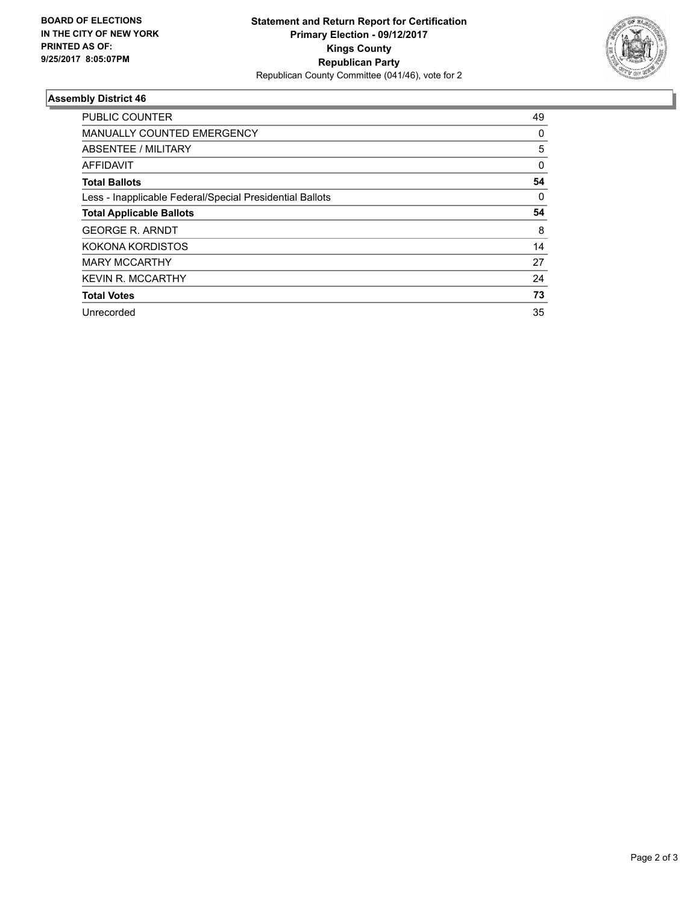**BOARD OF ELECTIONS IN THE CITY OF NEW YORK PRINTED AS OF: 9/25/2017 8:05:07PM**

**Statement and Return Report for Certification**
**Primary Election - 09/12/2017**
**Kings County**
**Republican Party**
Republican County Committee (041/46), vote for 2

### Assembly District 46

| | |
|---|---|
| PUBLIC COUNTER | 49 |
| MANUALLY COUNTED EMERGENCY | 0 |
| ABSENTEE / MILITARY | 5 |
| AFFIDAVIT | 0 |
| **Total Ballots** | **54** |
| Less - Inapplicable Federal/Special Presidential Ballots | 0 |
| **Total Applicable Ballots** | **54** |
| GEORGE R. ARNDT | 8 |
| KOKONA KORDISTOS | 14 |
| MARY MCCARTHY | 27 |
| KEVIN R. MCCARTHY | 24 |
| **Total Votes** | **73** |
| Unrecorded | 35 |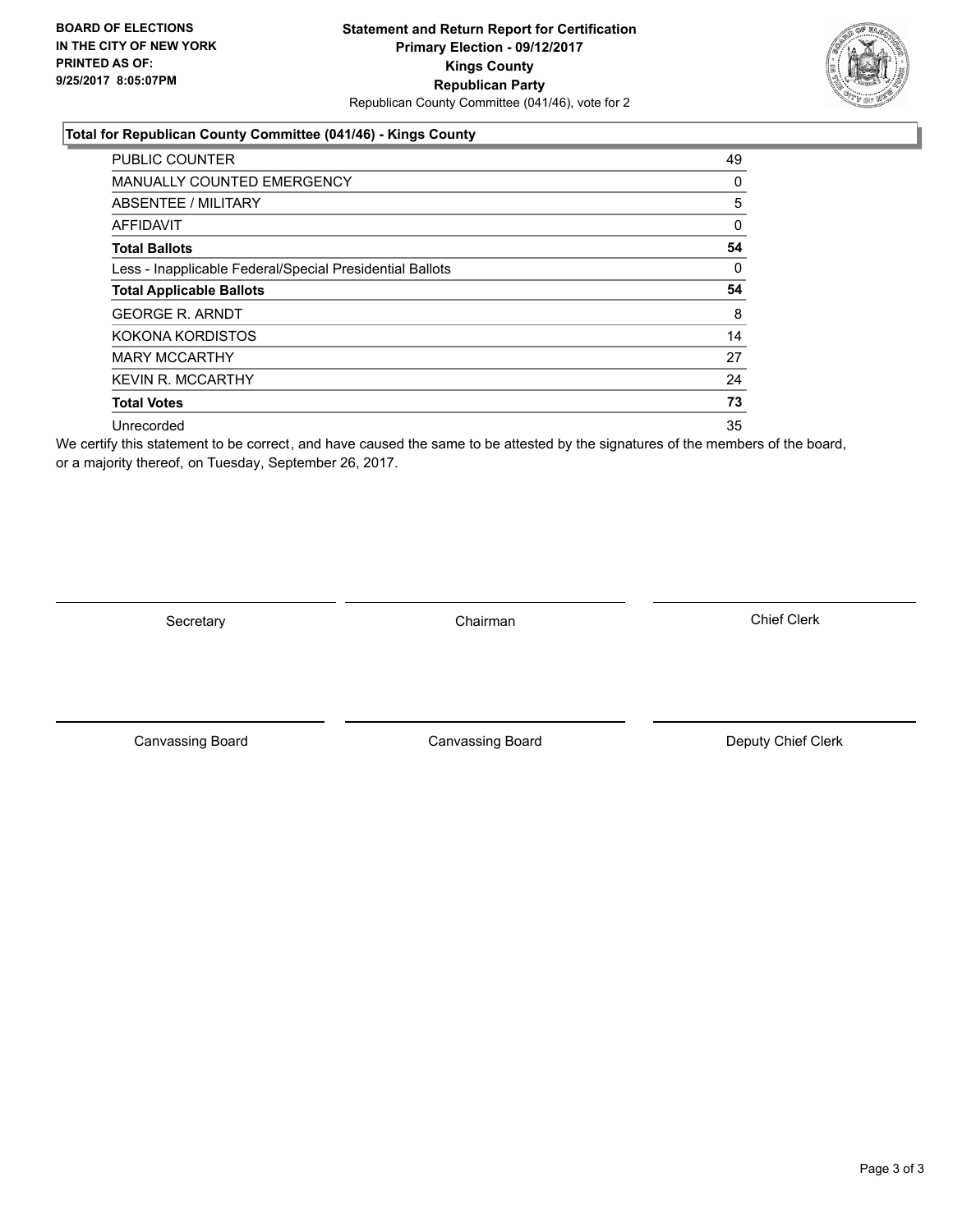**BOARD OF ELECTIONS IN THE CITY OF NEW YORK PRINTED AS OF: 9/25/2017 8:05:07PM**

**Statement and Return Report for Certification**
**Primary Election - 09/12/2017**
**Kings County**
**Republican Party**
Republican County Committee (041/46), vote for 2

### Total for Republican County Committee (041/46) - Kings County

| | |
|---|---|
| PUBLIC COUNTER | 49 |
| MANUALLY COUNTED EMERGENCY | 0 |
| ABSENTEE / MILITARY | 5 |
| AFFIDAVIT | 0 |
| **Total Ballots** | **54** |
| Less - Inapplicable Federal/Special Presidential Ballots | 0 |
| **Total Applicable Ballots** | **54** |
| GEORGE R. ARNDT | 8 |
| KOKONA KORDISTOS | 14 |
| MARY MCCARTHY | 27 |
| KEVIN R. MCCARTHY | 24 |
| **Total Votes** | **73** |
| Unrecorded | 35 |

We certify this statement to be correct, and have caused the same to be attested by the signatures of the members of the board, or a majority thereof, on Tuesday, September 26, 2017.

Secretary

Chairman

Chief Clerk

Canvassing Board

Canvassing Board

Deputy Chief Clerk